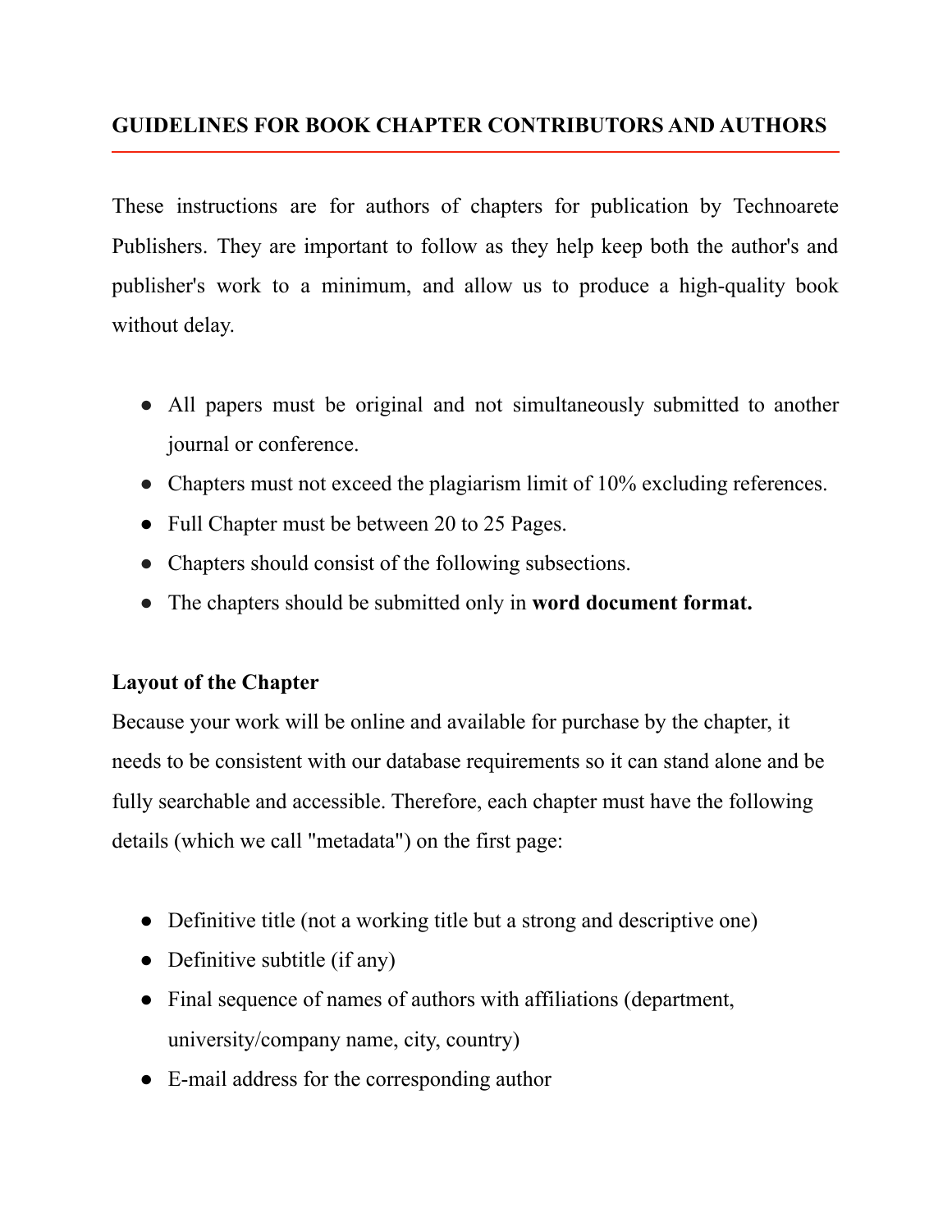# GUIDELINES FOR BOOK CHAPTER CONTRIBUTORS AND AUTHORS

These instructions are for authors of chapters for publication by Technoarete Publishers. They are important to follow as they help keep both the author's and publisher's work to a minimum, and allow us to produce a high-quality book without delay.

- All papers must be original and not simultaneously submitted to another journal or conference.
- Chapters must not exceed the plagiarism limit of 10% excluding references.
- Full Chapter must be between 20 to 25 Pages.
- Chapters should consist of the following subsections.
- The chapters should be submitted only in **word document format.**

**Layout of the Chapter**

Because your work will be online and available for purchase by the chapter, it needs to be consistent with our database requirements so it can stand alone and be fully searchable and accessible. Therefore, each chapter must have the following details (which we call "metadata") on the first page:

- Definitive title (not a working title but a strong and descriptive one)
- Definitive subtitle (if any)
- Final sequence of names of authors with affiliations (department, university/company name, city, country)
- E-mail address for the corresponding author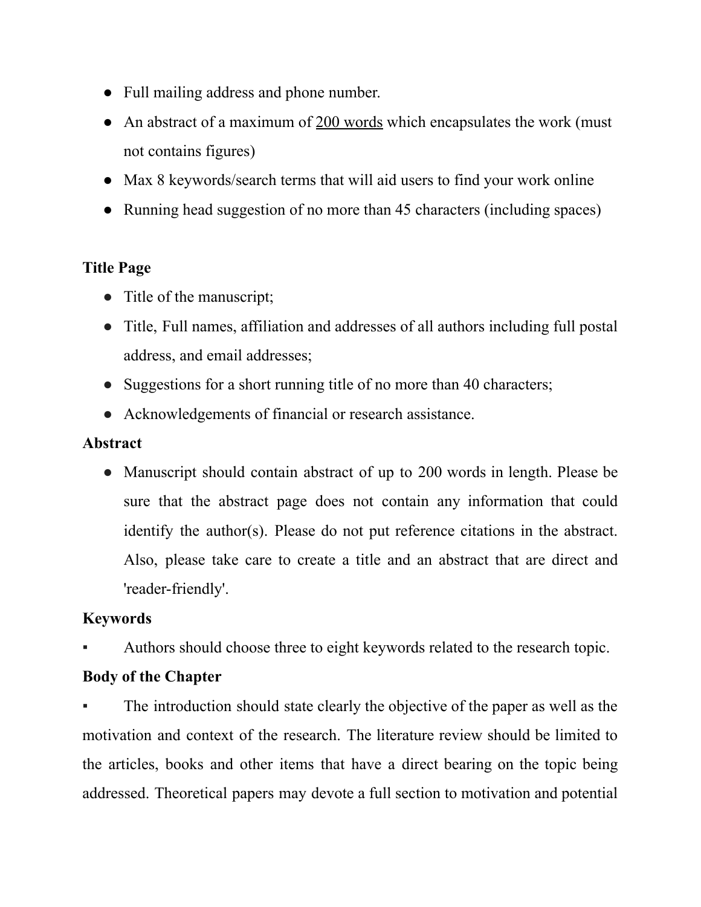- Full mailing address and phone number.
- An abstract of a maximum of 200 words which encapsulates the work (must not contains figures)
- Max 8 keywords/search terms that will aid users to find your work online
- Running head suggestion of no more than 45 characters (including spaces)

**Title Page**

- Title of the manuscript;
- Title, Full names, affiliation and addresses of all authors including full postal address, and email addresses;
- Suggestions for a short running title of no more than 40 characters;
- Acknowledgements of financial or research assistance.

**Abstract**

- Manuscript should contain abstract of up to 200 words in length. Please be sure that the abstract page does not contain any information that could identify the author(s). Please do not put reference citations in the abstract. Also, please take care to create a title and an abstract that are direct and 'reader-friendly'.

**Keywords**

▪ Authors should choose three to eight keywords related to the research topic.

**Body of the Chapter**

▪ The introduction should state clearly the objective of the paper as well as the motivation and context of the research. The literature review should be limited to the articles, books and other items that have a direct bearing on the topic being addressed. Theoretical papers may devote a full section to motivation and potential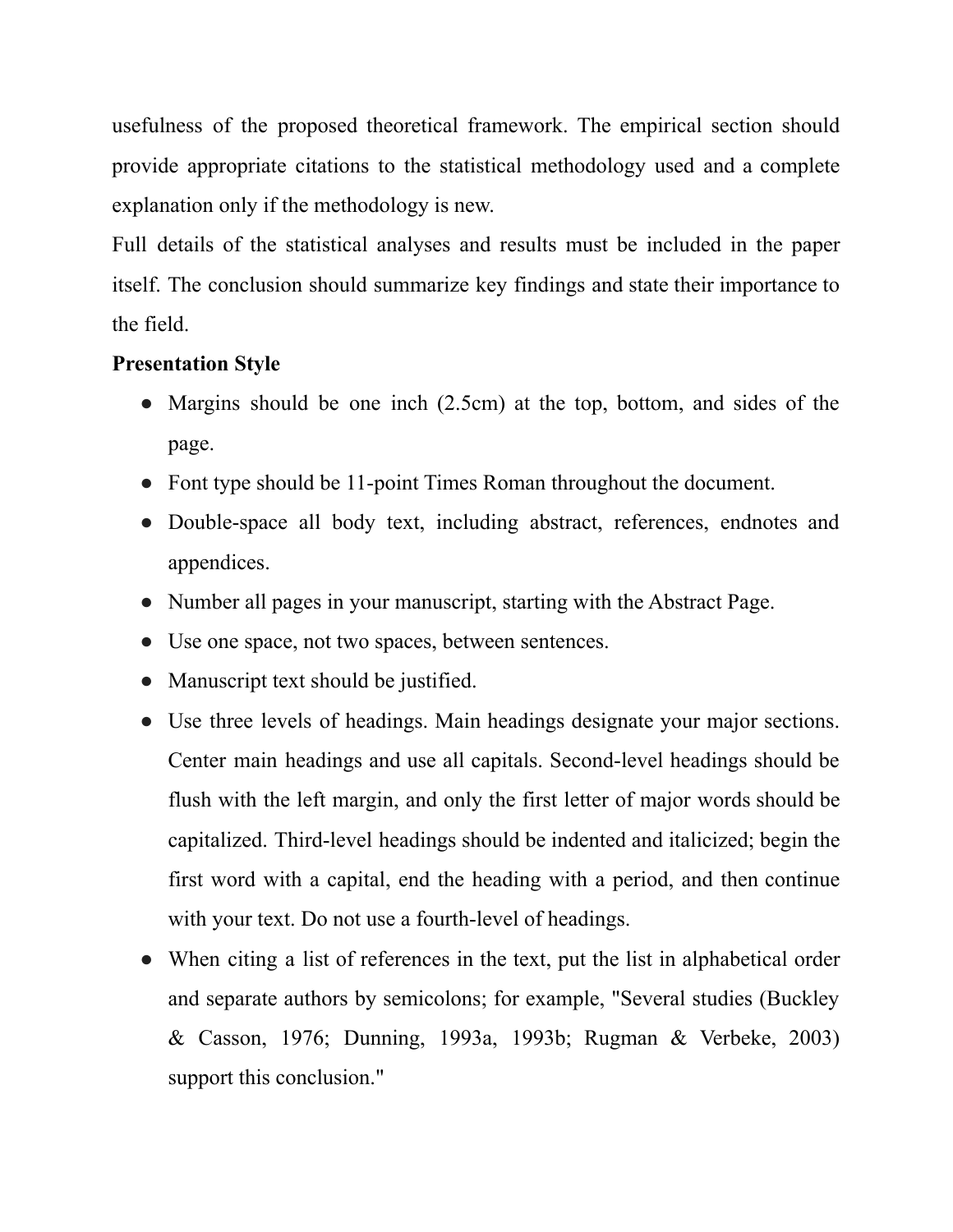usefulness of the proposed theoretical framework. The empirical section should provide appropriate citations to the statistical methodology used and a complete explanation only if the methodology is new.

Full details of the statistical analyses and results must be included in the paper itself. The conclusion should summarize key findings and state their importance to the field.

**Presentation Style**

- Margins should be one inch (2.5cm) at the top, bottom, and sides of the page.
- Font type should be 11-point Times Roman throughout the document.
- Double-space all body text, including abstract, references, endnotes and appendices.
- Number all pages in your manuscript, starting with the Abstract Page.
- Use one space, not two spaces, between sentences.
- Manuscript text should be justified.
- Use three levels of headings. Main headings designate your major sections. Center main headings and use all capitals. Second-level headings should be flush with the left margin, and only the first letter of major words should be capitalized. Third-level headings should be indented and italicized; begin the first word with a capital, end the heading with a period, and then continue with your text. Do not use a fourth-level of headings.
- When citing a list of references in the text, put the list in alphabetical order and separate authors by semicolons; for example, "Several studies (Buckley & Casson, 1976; Dunning, 1993a, 1993b; Rugman & Verbeke, 2003) support this conclusion."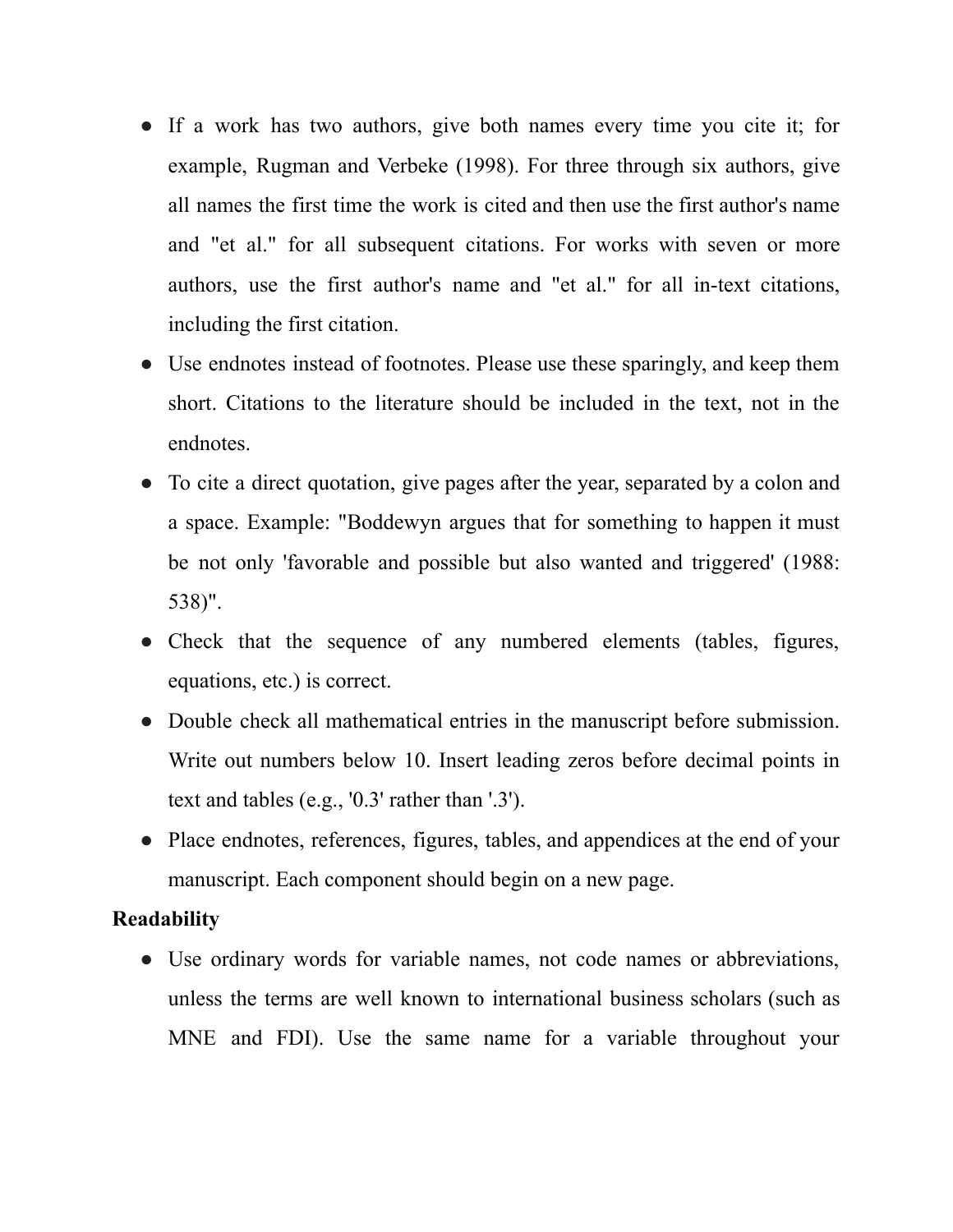- If a work has two authors, give both names every time you cite it; for example, Rugman and Verbeke (1998). For three through six authors, give all names the first time the work is cited and then use the first author's name and "et al." for all subsequent citations. For works with seven or more authors, use the first author's name and "et al." for all in-text citations, including the first citation.
- Use endnotes instead of footnotes. Please use these sparingly, and keep them short. Citations to the literature should be included in the text, not in the endnotes.
- To cite a direct quotation, give pages after the year, separated by a colon and a space. Example: "Boddewyn argues that for something to happen it must be not only 'favorable and possible but also wanted and triggered' (1988: 538)".
- Check that the sequence of any numbered elements (tables, figures, equations, etc.) is correct.
- Double check all mathematical entries in the manuscript before submission. Write out numbers below 10. Insert leading zeros before decimal points in text and tables (e.g., '0.3' rather than '.3').
- Place endnotes, references, figures, tables, and appendices at the end of your manuscript. Each component should begin on a new page.

**Readability**

- Use ordinary words for variable names, not code names or abbreviations, unless the terms are well known to international business scholars (such as MNE and FDI). Use the same name for a variable throughout your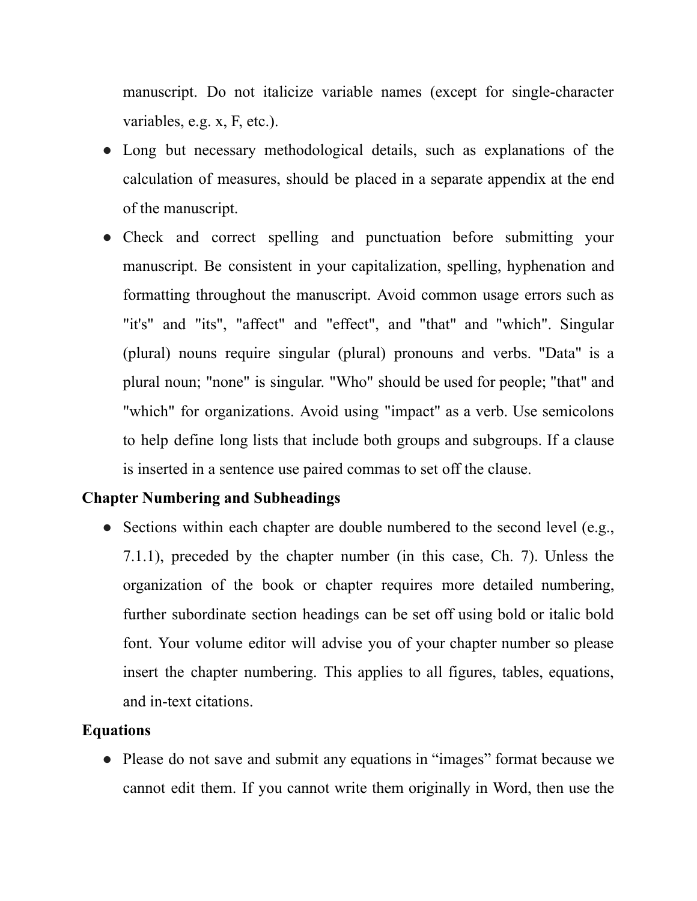manuscript. Do not italicize variable names (except for single-character variables, e.g. x, F, etc.).

- Long but necessary methodological details, such as explanations of the calculation of measures, should be placed in a separate appendix at the end of the manuscript.
- Check and correct spelling and punctuation before submitting your manuscript. Be consistent in your capitalization, spelling, hyphenation and formatting throughout the manuscript. Avoid common usage errors such as "it's" and "its", "affect" and "effect", and "that" and "which". Singular (plural) nouns require singular (plural) pronouns and verbs. "Data" is a plural noun; "none" is singular. "Who" should be used for people; "that" and "which" for organizations. Avoid using "impact" as a verb. Use semicolons to help define long lists that include both groups and subgroups. If a clause is inserted in a sentence use paired commas to set off the clause.

**Chapter Numbering and Subheadings**

- Sections within each chapter are double numbered to the second level (e.g., 7.1.1), preceded by the chapter number (in this case, Ch. 7). Unless the organization of the book or chapter requires more detailed numbering, further subordinate section headings can be set off using bold or italic bold font. Your volume editor will advise you of your chapter number so please insert the chapter numbering. This applies to all figures, tables, equations, and in-text citations.

**Equations**

- Please do not save and submit any equations in "images" format because we cannot edit them. If you cannot write them originally in Word, then use the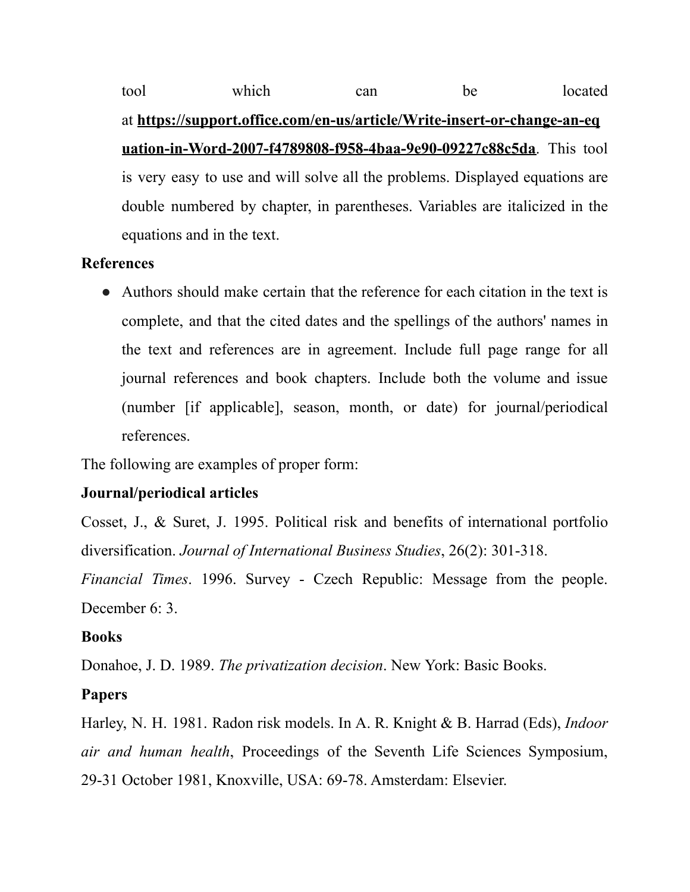tool which can be located at **https://support.office.com/en-us/article/Write-insert-or-change-an-equation-in-Word-2007-f4789808-f958-4baa-9e90-09227c88c5da**. This tool is very easy to use and will solve all the problems. Displayed equations are double numbered by chapter, in parentheses. Variables are italicized in the equations and in the text.

**References**

- Authors should make certain that the reference for each citation in the text is complete, and that the cited dates and the spellings of the authors' names in the text and references are in agreement. Include full page range for all journal references and book chapters. Include both the volume and issue (number [if applicable], season, month, or date) for journal/periodical references.

The following are examples of proper form:

**Journal/periodical articles**

Cosset, J., & Suret, J. 1995. Political risk and benefits of international portfolio diversification. *Journal of International Business Studies*, 26(2): 301-318.

*Financial Times*. 1996. Survey - Czech Republic: Message from the people. December 6: 3.

**Books**

Donahoe, J. D. 1989. *The privatization decision*. New York: Basic Books.

**Papers**

Harley, N. H. 1981. Radon risk models. In A. R. Knight & B. Harrad (Eds), *Indoor air and human health*, Proceedings of the Seventh Life Sciences Symposium, 29-31 October 1981, Knoxville, USA: 69-78. Amsterdam: Elsevier.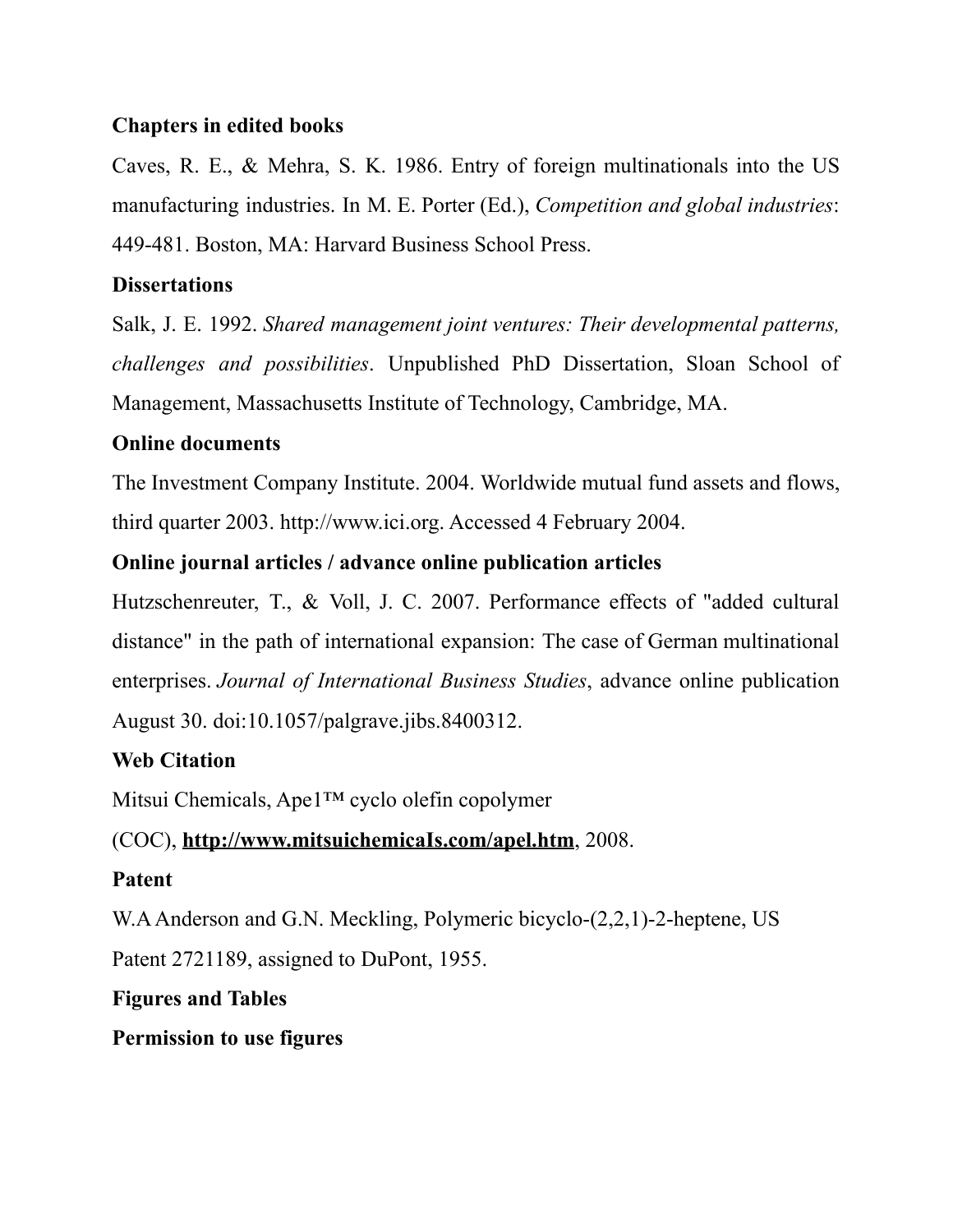**Chapters in edited books**

Caves, R. E., & Mehra, S. K. 1986. Entry of foreign multinationals into the US manufacturing industries. In M. E. Porter (Ed.), *Competition and global industries*: 449-481. Boston, MA: Harvard Business School Press.

**Dissertations**

Salk, J. E. 1992. *Shared management joint ventures: Their developmental patterns, challenges and possibilities*. Unpublished PhD Dissertation, Sloan School of Management, Massachusetts Institute of Technology, Cambridge, MA.

**Online documents**

The Investment Company Institute. 2004. Worldwide mutual fund assets and flows, third quarter 2003. http://www.ici.org. Accessed 4 February 2004.

**Online journal articles / advance online publication articles**

Hutzschenreuter, T., & Voll, J. C. 2007. Performance effects of "added cultural distance" in the path of international expansion: The case of German multinational enterprises. *Journal of International Business Studies*, advance online publication August 30. doi:10.1057/palgrave.jibs.8400312.

**Web Citation**

Mitsui Chemicals, Ape1™ cyclo olefin copolymer (COC), **http://www.mitsuichemicaIs.com/apel.htm**, 2008.

**Patent**

W.A Anderson and G.N. Meckling, Polymeric bicyclo-(2,2,1)-2-heptene, US Patent 2721189, assigned to DuPont, 1955.

**Figures and Tables**

**Permission to use figures**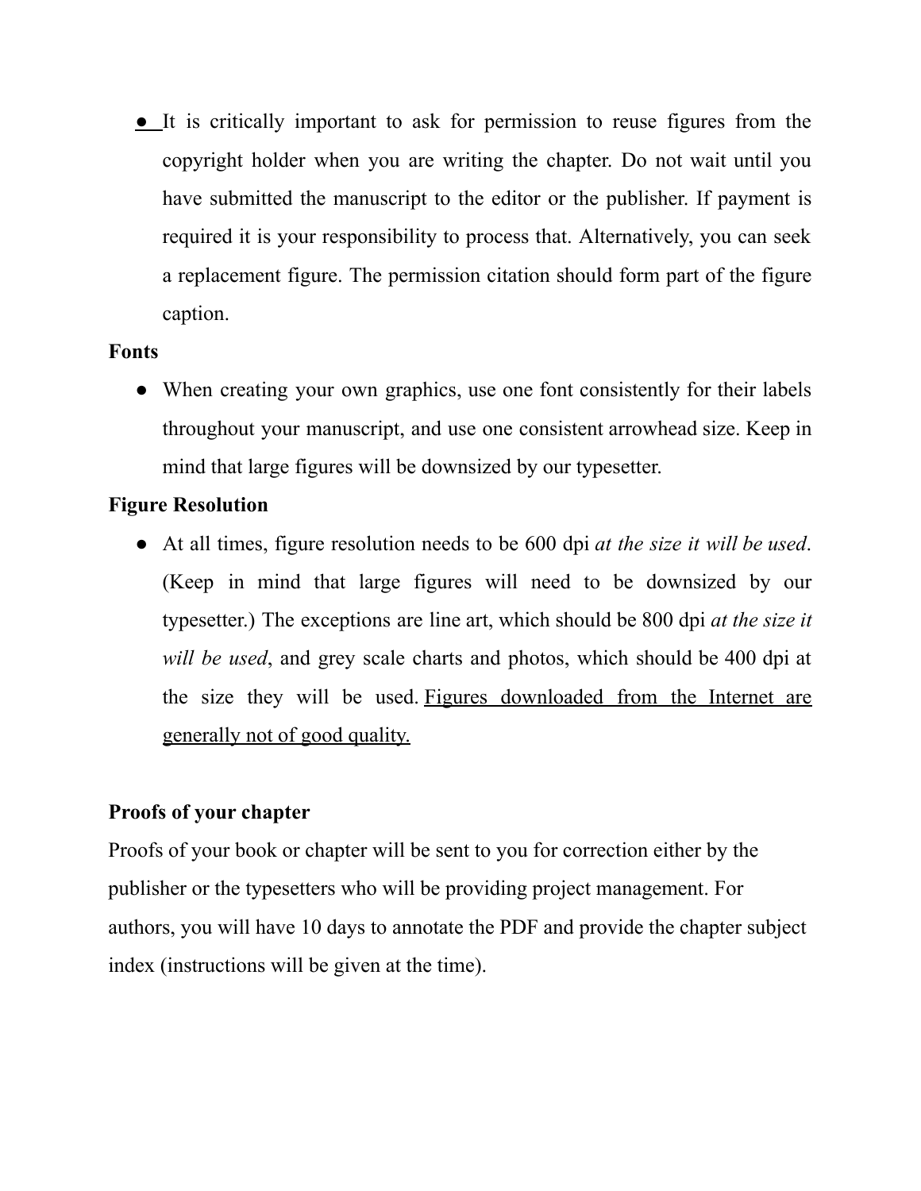- It is critically important to ask for permission to reuse figures from the copyright holder when you are writing the chapter. Do not wait until you have submitted the manuscript to the editor or the publisher. If payment is required it is your responsibility to process that. Alternatively, you can seek a replacement figure. The permission citation should form part of the figure caption.

**Fonts**

- When creating your own graphics, use one font consistently for their labels throughout your manuscript, and use one consistent arrowhead size. Keep in mind that large figures will be downsized by our typesetter.

**Figure Resolution**

- At all times, figure resolution needs to be 600 dpi *at the size it will be used*. (Keep in mind that large figures will need to be downsized by our typesetter.) The exceptions are line art, which should be 800 dpi *at the size it will be used*, and grey scale charts and photos, which should be 400 dpi at the size they will be used. <u>Figures downloaded from the Internet are generally not of good quality.</u>

**Proofs of your chapter**

Proofs of your book or chapter will be sent to you for correction either by the publisher or the typesetters who will be providing project management. For authors, you will have 10 days to annotate the PDF and provide the chapter subject index (instructions will be given at the time).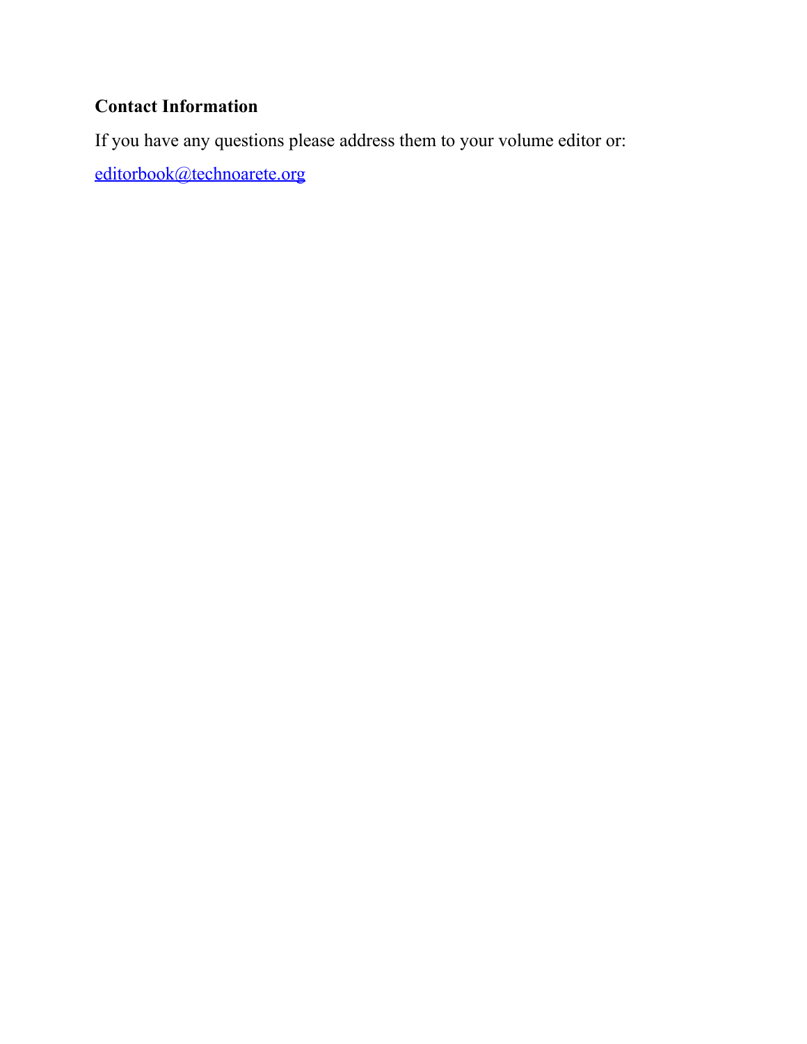**Contact Information**

If you have any questions please address them to your volume editor or:

editorbook@technoarete.org